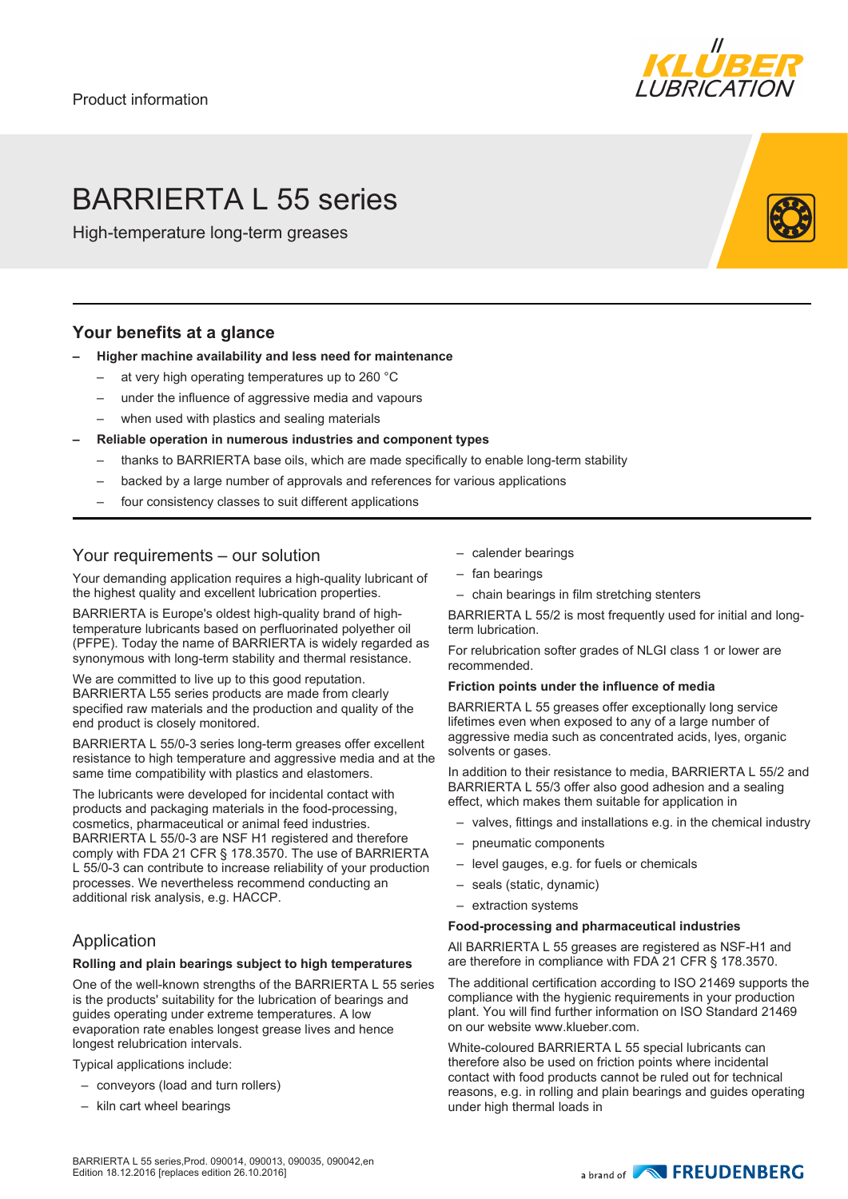Product information

# BARRIERTA L 55 series

High-temperature long-term greases

## Your benefits at a glance

- **Higher machine availability and less need for maintenance**
  - at very high operating temperatures up to 260 °C
  - under the influence of aggressive media and vapours
  - when used with plastics and sealing materials
- **Reliable operation in numerous industries and component types**
  - thanks to BARRIERTA base oils, which are made specifically to enable long-term stability
  - backed by a large number of approvals and references for various applications
  - four consistency classes to suit different applications

## Your requirements – our solution

Your demanding application requires a high-quality lubricant of the highest quality and excellent lubrication properties.

BARRIERTA is Europe's oldest high-quality brand of high-temperature lubricants based on perfluorinated polyether oil (PFPE). Today the name of BARRIERTA is widely regarded as synonymous with long-term stability and thermal resistance.

We are committed to live up to this good reputation. BARRIERTA L55 series products are made from clearly specified raw materials and the production and quality of the end product is closely monitored.

BARRIERTA L 55/0-3 series long-term greases offer excellent resistance to high temperature and aggressive media and at the same time compatibility with plastics and elastomers.

The lubricants were developed for incidental contact with products and packaging materials in the food-processing, cosmetics, pharmaceutical or animal feed industries. BARRIERTA L 55/0-3 are NSF H1 registered and therefore comply with FDA 21 CFR § 178.3570. The use of BARRIERTA L 55/0-3 can contribute to increase reliability of your production processes. We nevertheless recommend conducting an additional risk analysis, e.g. HACCP.

## Application

### Rolling and plain bearings subject to high temperatures

One of the well-known strengths of the BARRIERTA L 55 series is the products' suitability for the lubrication of bearings and guides operating under extreme temperatures. A low evaporation rate enables longest grease lives and hence longest relubrication intervals.

Typical applications include:

- conveyors (load and turn rollers)
- kiln cart wheel bearings
- calender bearings
- fan bearings
- chain bearings in film stretching stenters

BARRIERTA L 55/2 is most frequently used for initial and long-term lubrication.

For relubrication softer grades of NLGI class 1 or lower are recommended.

### Friction points under the influence of media

BARRIERTA L 55 greases offer exceptionally long service lifetimes even when exposed to any of a large number of aggressive media such as concentrated acids, lyes, organic solvents or gases.

In addition to their resistance to media, BARRIERTA L 55/2 and BARRIERTA L 55/3 offer also good adhesion and a sealing effect, which makes them suitable for application in

- valves, fittings and installations e.g. in the chemical industry
- pneumatic components
- level gauges, e.g. for fuels or chemicals
- seals (static, dynamic)
- extraction systems

### Food-processing and pharmaceutical industries

All BARRIERTA L 55 greases are registered as NSF-H1 and are therefore in compliance with FDA 21 CFR § 178.3570.

The additional certification according to ISO 21469 supports the compliance with the hygienic requirements in your production plant. You will find further information on ISO Standard 21469 on our website www.klueber.com.

White-coloured BARRIERTA L 55 special lubricants can therefore also be used on friction points where incidental contact with food products cannot be ruled out for technical reasons, e.g. in rolling and plain bearings and guides operating under high thermal loads in

BARRIERTA L 55 series,Prod. 090014, 090013, 090035, 090042,en
Edition 18.12.2016 [replaces edition 26.10.2016]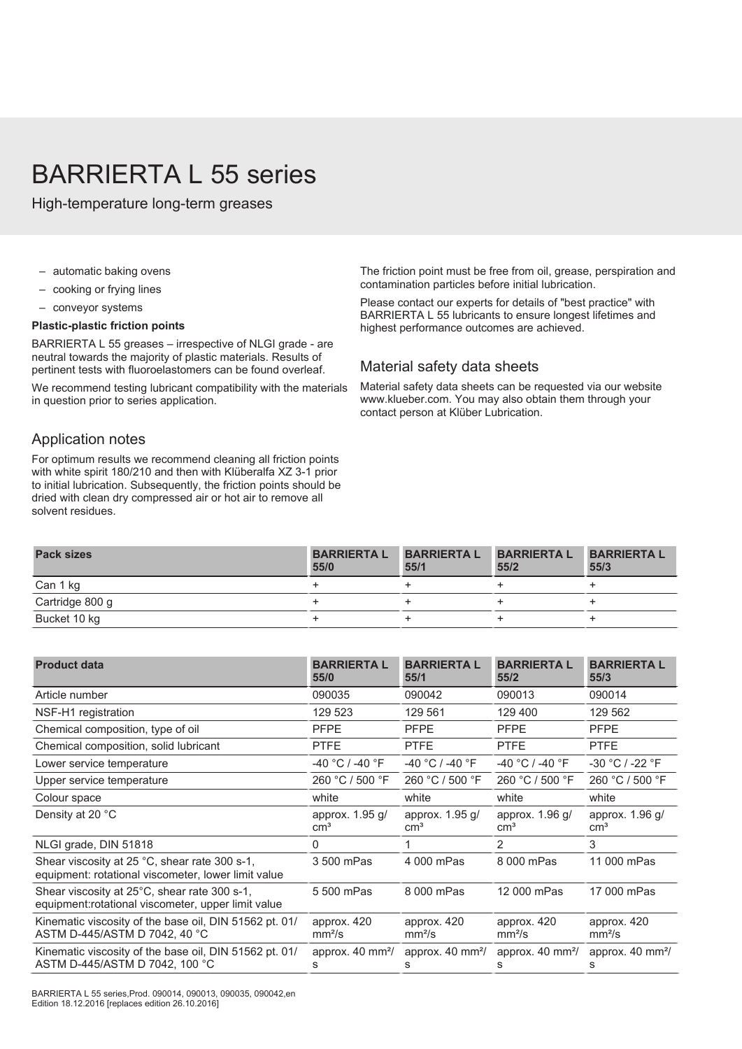# BARRIERTA L 55 series

High-temperature long-term greases

- automatic baking ovens
- cooking or frying lines
- conveyor systems

**Plastic-plastic friction points**

BARRIERTA L 55 greases – irrespective of NLGI grade - are neutral towards the majority of plastic materials. Results of pertinent tests with fluoroelastomers can be found overleaf.

We recommend testing lubricant compatibility with the materials in question prior to series application.

## Application notes

For optimum results we recommend cleaning all friction points with white spirit 180/210 and then with Klüberalfa XZ 3-1 prior to initial lubrication. Subsequently, the friction points should be dried with clean dry compressed air or hot air to remove all solvent residues.

The friction point must be free from oil, grease, perspiration and contamination particles before initial lubrication.

Please contact our experts for details of "best practice" with BARRIERTA L 55 lubricants to ensure longest lifetimes and highest performance outcomes are achieved.

## Material safety data sheets

Material safety data sheets can be requested via our website www.klueber.com. You may also obtain them through your contact person at Klüber Lubrication.

| Pack sizes | BARRIERTA L 55/0 | BARRIERTA L 55/1 | BARRIERTA L 55/2 | BARRIERTA L 55/3 |
|---|---|---|---|---|
| Can 1 kg | + | + | + | + |
| Cartridge 800 g | + | + | + | + |
| Bucket 10 kg | + | + | + | + |

| Product data | BARRIERTA L 55/0 | BARRIERTA L 55/1 | BARRIERTA L 55/2 | BARRIERTA L 55/3 |
|---|---|---|---|---|
| Article number | 090035 | 090042 | 090013 | 090014 |
| NSF-H1 registration | 129 523 | 129 561 | 129 400 | 129 562 |
| Chemical composition, type of oil | PFPE | PFPE | PFPE | PFPE |
| Chemical composition, solid lubricant | PTFE | PTFE | PTFE | PTFE |
| Lower service temperature | -40 °C / -40 °F | -40 °C / -40 °F | -40 °C / -40 °F | -30 °C / -22 °F |
| Upper service temperature | 260 °C / 500 °F | 260 °C / 500 °F | 260 °C / 500 °F | 260 °C / 500 °F |
| Colour space | white | white | white | white |
| Density at 20 °C | approx. 1.95 g/cm³ | approx. 1.95 g/cm³ | approx. 1.96 g/cm³ | approx. 1.96 g/cm³ |
| NLGI grade, DIN 51818 | 0 | 1 | 2 | 3 |
| Shear viscosity at 25 °C, shear rate 300 s-1, equipment: rotational viscometer, lower limit value | 3 500 mPas | 4 000 mPas | 8 000 mPas | 11 000 mPas |
| Shear viscosity at 25°C, shear rate 300 s-1, equipment:rotational viscometer, upper limit value | 5 500 mPas | 8 000 mPas | 12 000 mPas | 17 000 mPas |
| Kinematic viscosity of the base oil, DIN 51562 pt. 01/ ASTM D-445/ASTM D 7042, 40 °C | approx. 420 mm²/s | approx. 420 mm²/s | approx. 420 mm²/s | approx. 420 mm²/s |
| Kinematic viscosity of the base oil, DIN 51562 pt. 01/ ASTM D-445/ASTM D 7042, 100 °C | approx. 40 mm²/s | approx. 40 mm²/s | approx. 40 mm²/s | approx. 40 mm²/s |

BARRIERTA L 55 series,Prod. 090014, 090013, 090035, 090042,en
Edition 18.12.2016 [replaces edition 26.10.2016]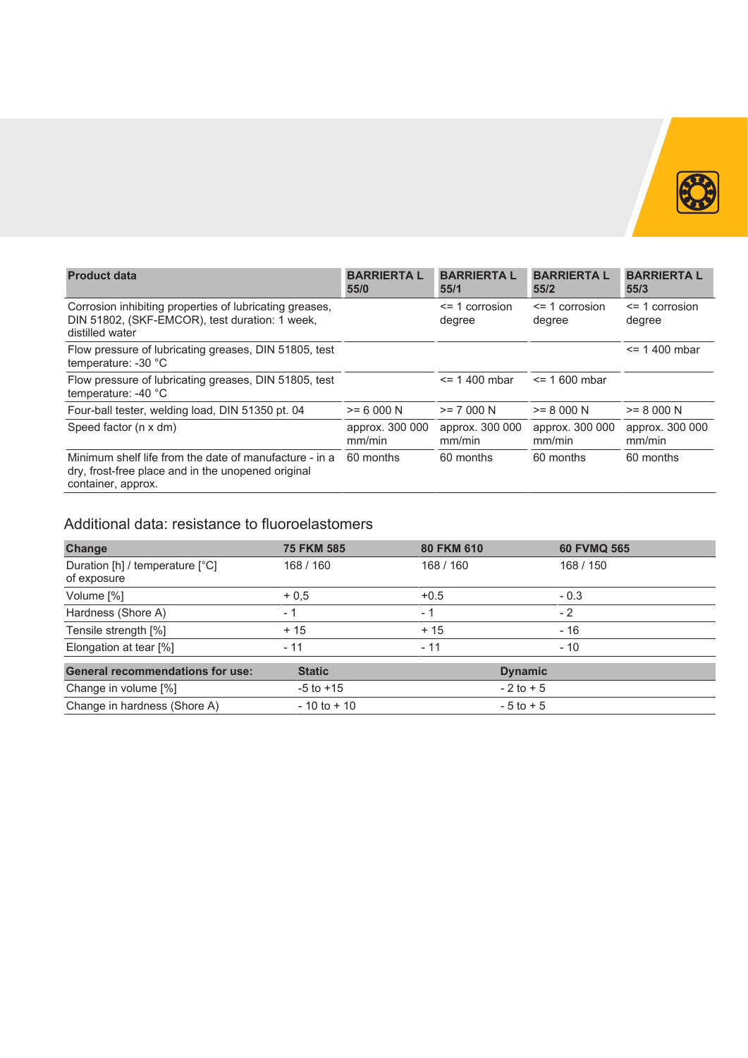| Product data | BARRIERTA L 55/0 | BARRIERTA L 55/1 | BARRIERTA L 55/2 | BARRIERTA L 55/3 |
|---|---|---|---|---|
| Corrosion inhibiting properties of lubricating greases, DIN 51802, (SKF-EMCOR), test duration: 1 week, distilled water | | <= 1 corrosion degree | <= 1 corrosion degree | <= 1 corrosion degree |
| Flow pressure of lubricating greases, DIN 51805, test temperature: -30 °C | | | | <= 1 400 mbar |
| Flow pressure of lubricating greases, DIN 51805, test temperature: -40 °C | | <= 1 400 mbar | <= 1 600 mbar | |
| Four-ball tester, welding load, DIN 51350 pt. 04 | >= 6 000 N | >= 7 000 N | >= 8 000 N | >= 8 000 N |
| Speed factor (n x dm) | approx. 300 000 mm/min | approx. 300 000 mm/min | approx. 300 000 mm/min | approx. 300 000 mm/min |
| Minimum shelf life from the date of manufacture - in a dry, frost-free place and in the unopened original container, approx. | 60 months | 60 months | 60 months | 60 months |

## Additional data: resistance to fluoroelastomers

| Change | 75 FKM 585 | 80 FKM 610 | 60 FVMQ 565 |
|---|---|---|---|
| Duration [h] / temperature [°C] of exposure | 168 / 160 | 168 / 160 | 168 / 150 |
| Volume [%] | + 0,5 | +0.5 | - 0.3 |
| Hardness (Shore A) | - 1 | - 1 | - 2 |
| Tensile strength [%] | + 15 | + 15 | - 16 |
| Elongation at tear [%] | - 11 | - 11 | - 10 |

| General recommendations for use: | Static | Dynamic |
|---|---|---|
| Change in volume [%] | -5 to +15 | - 2 to + 5 |
| Change in hardness (Shore A) | - 10 to + 10 | - 5 to + 5 |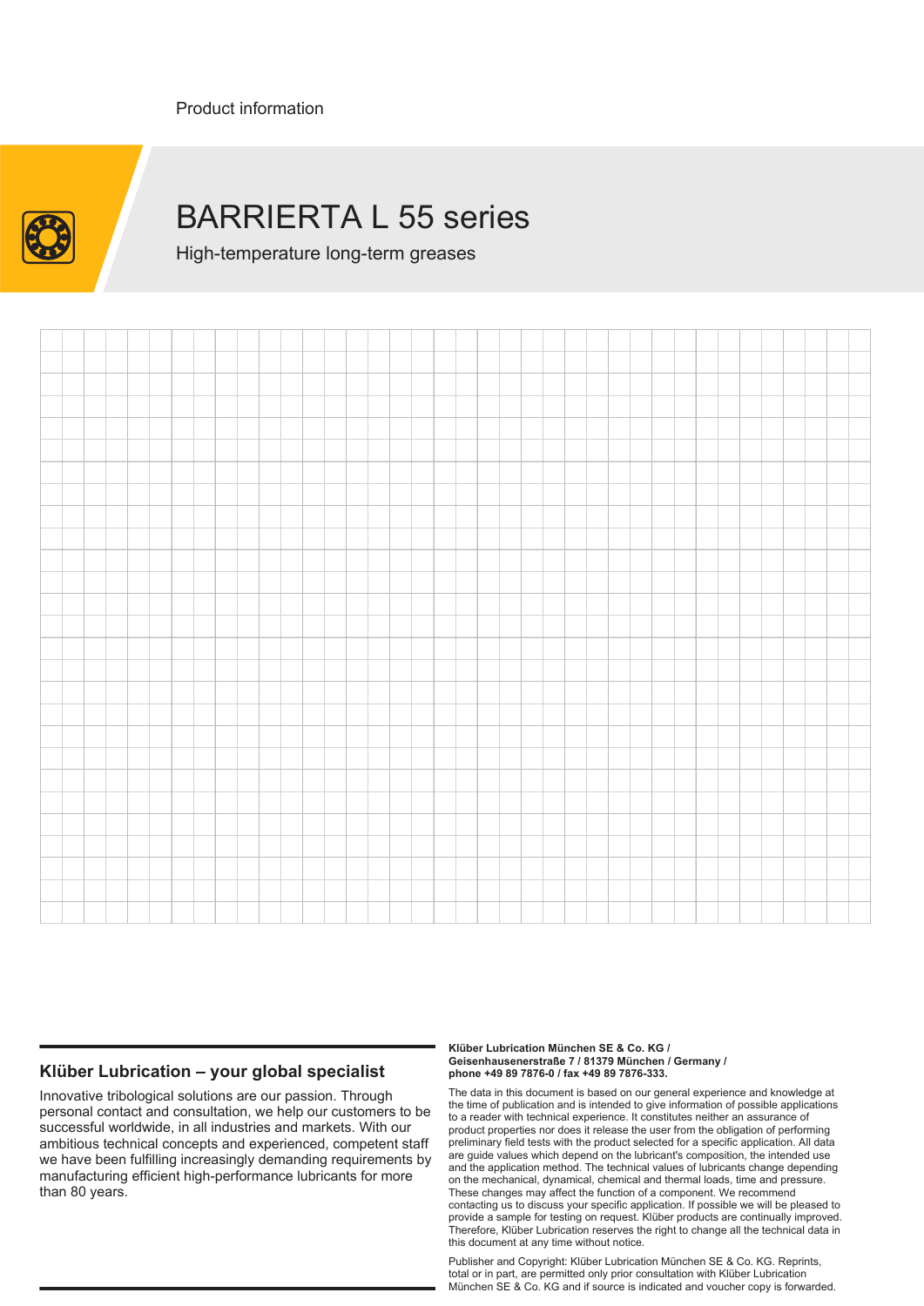Product information

# BARRIERTA L 55 series

High-temperature long-term greases

## Klüber Lubrication – your global specialist

Innovative tribological solutions are our passion. Through personal contact and consultation, we help our customers to be successful worldwide, in all industries and markets. With our ambitious technical concepts and experienced, competent staff we have been fulfilling increasingly demanding requirements by manufacturing efficient high-performance lubricants for more than 80 years.

**Klüber Lubrication München SE & Co. KG / Geisenhausenerstraße 7 / 81379 München / Germany / phone +49 89 7876-0 / fax +49 89 7876-333.**

The data in this document is based on our general experience and knowledge at the time of publication and is intended to give information of possible applications to a reader with technical experience. It constitutes neither an assurance of product properties nor does it release the user from the obligation of performing preliminary field tests with the product selected for a specific application. All data are guide values which depend on the lubricant's composition, the intended use and the application method. The technical values of lubricants change depending on the mechanical, dynamical, chemical and thermal loads, time and pressure. These changes may affect the function of a component. We recommend contacting us to discuss your specific application. If possible we will be pleased to provide a sample for testing on request. Klüber products are continually improved. Therefore, Klüber Lubrication reserves the right to change all the technical data in this document at any time without notice.

Publisher and Copyright: Klüber Lubrication München SE & Co. KG. Reprints, total or in part, are permitted only prior consultation with Klüber Lubrication München SE & Co. KG and if source is indicated and voucher copy is forwarded.